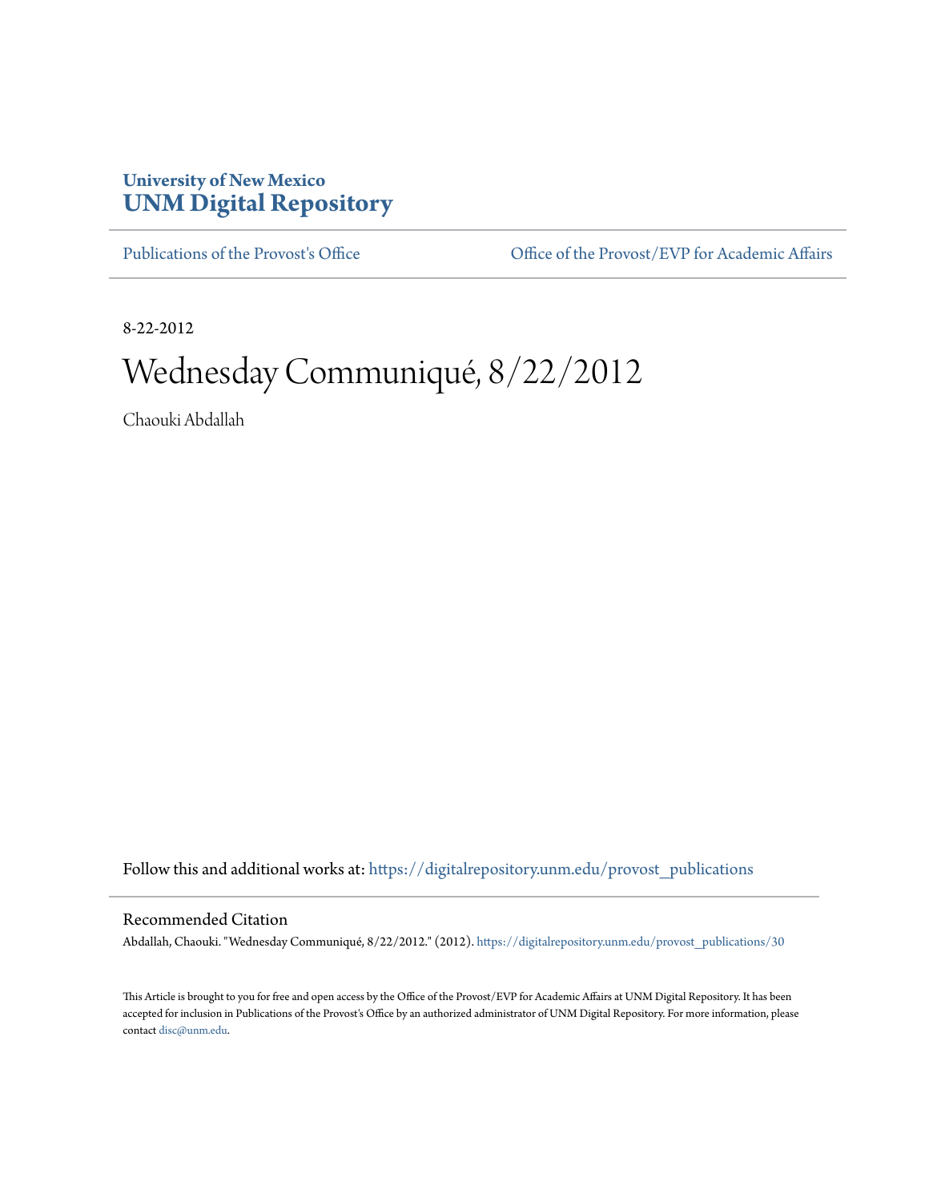**University of New Mexico**
**UNM Digital Repository**

Publications of the Provost's Office | Office of the Provost/EVP for Academic Affairs

8-22-2012

# Wednesday Communiqué, 8/22/2012

Chaouki Abdallah

Follow this and additional works at: https://digitalrepository.unm.edu/provost_publications

## Recommended Citation

Abdallah, Chaouki. "Wednesday Communiqué, 8/22/2012." (2012). https://digitalrepository.unm.edu/provost_publications/30

This Article is brought to you for free and open access by the Office of the Provost/EVP for Academic Affairs at UNM Digital Repository. It has been accepted for inclusion in Publications of the Provost's Office by an authorized administrator of UNM Digital Repository. For more information, please contact disc@unm.edu.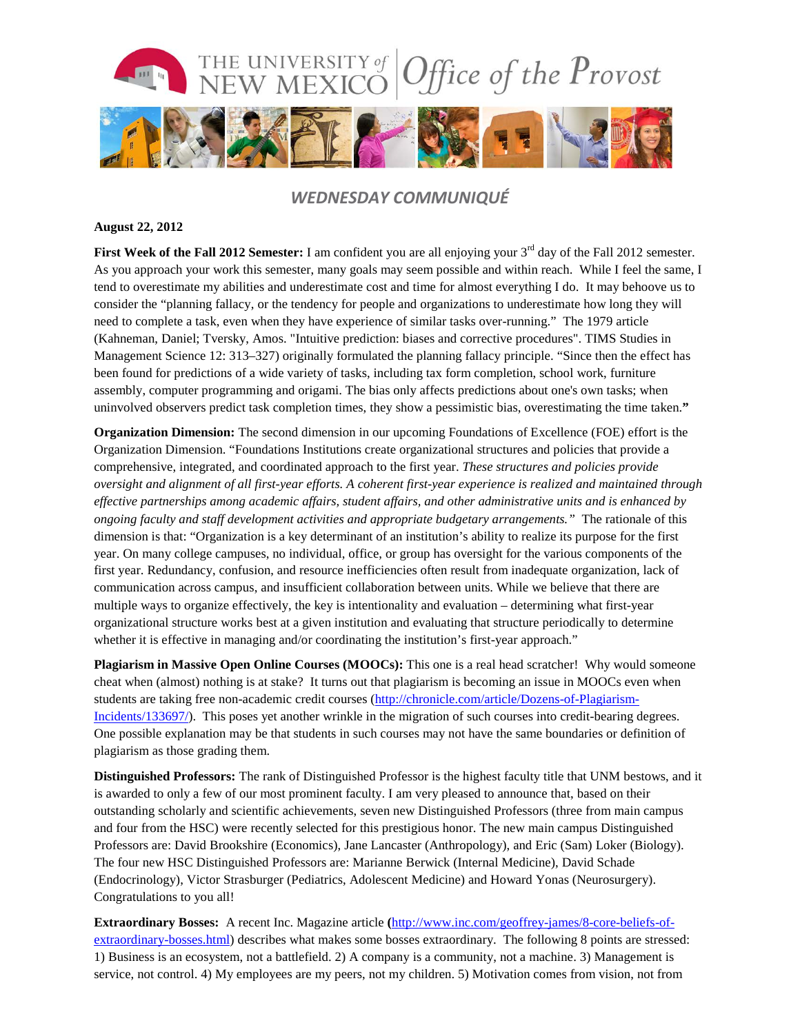# THE UNIVERSITY of NEW MEXICO | Office of the Provost

## *WEDNESDAY COMMUNIQUÉ*

**August 22, 2012**

**First Week of the Fall 2012 Semester:** I am confident you are all enjoying your 3rd day of the Fall 2012 semester. As you approach your work this semester, many goals may seem possible and within reach. While I feel the same, I tend to overestimate my abilities and underestimate cost and time for almost everything I do. It may behoove us to consider the "planning fallacy, or the tendency for people and organizations to underestimate how long they will need to complete a task, even when they have experience of similar tasks over-running." The 1979 article (Kahneman, Daniel; Tversky, Amos. "Intuitive prediction: biases and corrective procedures". TIMS Studies in Management Science 12: 313–327) originally formulated the planning fallacy principle. "Since then the effect has been found for predictions of a wide variety of tasks, including tax form completion, school work, furniture assembly, computer programming and origami. The bias only affects predictions about one's own tasks; when uninvolved observers predict task completion times, they show a pessimistic bias, overestimating the time taken.**"**

**Organization Dimension:** The second dimension in our upcoming Foundations of Excellence (FOE) effort is the Organization Dimension. "Foundations Institutions create organizational structures and policies that provide a comprehensive, integrated, and coordinated approach to the first year. *These structures and policies provide oversight and alignment of all first-year efforts. A coherent first-year experience is realized and maintained through effective partnerships among academic affairs, student affairs, and other administrative units and is enhanced by ongoing faculty and staff development activities and appropriate budgetary arrangements."* The rationale of this dimension is that: "Organization is a key determinant of an institution's ability to realize its purpose for the first year. On many college campuses, no individual, office, or group has oversight for the various components of the first year. Redundancy, confusion, and resource inefficiencies often result from inadequate organization, lack of communication across campus, and insufficient collaboration between units. While we believe that there are multiple ways to organize effectively, the key is intentionality and evaluation – determining what first-year organizational structure works best at a given institution and evaluating that structure periodically to determine whether it is effective in managing and/or coordinating the institution's first-year approach."

**Plagiarism in Massive Open Online Courses (MOOCs):** This one is a real head scratcher! Why would someone cheat when (almost) nothing is at stake? It turns out that plagiarism is becoming an issue in MOOCs even when students are taking free non-academic credit courses (http://chronicle.com/article/Dozens-of-Plagiarism-Incidents/133697/). This poses yet another wrinkle in the migration of such courses into credit-bearing degrees. One possible explanation may be that students in such courses may not have the same boundaries or definition of plagiarism as those grading them.

**Distinguished Professors:** The rank of Distinguished Professor is the highest faculty title that UNM bestows, and it is awarded to only a few of our most prominent faculty. I am very pleased to announce that, based on their outstanding scholarly and scientific achievements, seven new Distinguished Professors (three from main campus and four from the HSC) were recently selected for this prestigious honor. The new main campus Distinguished Professors are: David Brookshire (Economics), Jane Lancaster (Anthropology), and Eric (Sam) Loker (Biology). The four new HSC Distinguished Professors are: Marianne Berwick (Internal Medicine), David Schade (Endocrinology), Victor Strasburger (Pediatrics, Adolescent Medicine) and Howard Yonas (Neurosurgery). Congratulations to you all!

**Extraordinary Bosses:** A recent Inc. Magazine article **(**http://www.inc.com/geoffrey-james/8-core-beliefs-of-extraordinary-bosses.html) describes what makes some bosses extraordinary. The following 8 points are stressed: 1) Business is an ecosystem, not a battlefield. 2) A company is a community, not a machine. 3) Management is service, not control. 4) My employees are my peers, not my children. 5) Motivation comes from vision, not from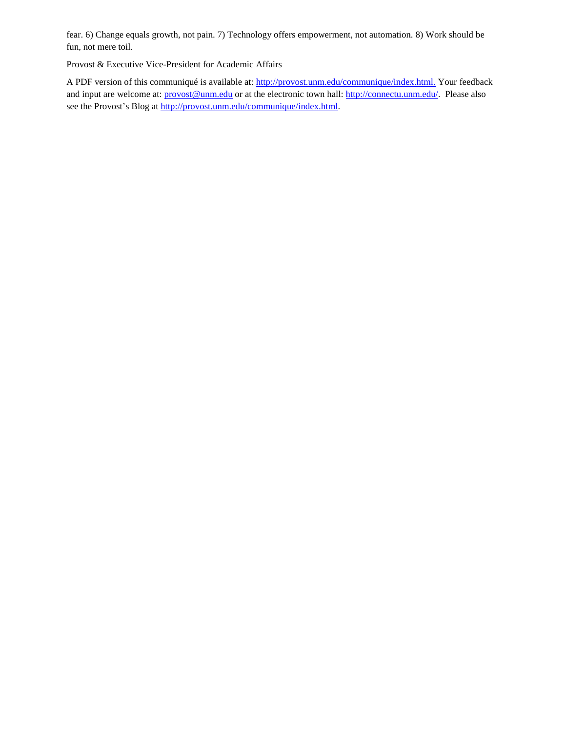fear. 6) Change equals growth, not pain. 7) Technology offers empowerment, not automation. 8) Work should be fun, not mere toil.

Provost & Executive Vice-President for Academic Affairs

A PDF version of this communiqué is available at: http://provost.unm.edu/communique/index.html. Your feedback and input are welcome at: provost@unm.edu or at the electronic town hall: http://connectu.unm.edu/. Please also see the Provost's Blog at http://provost.unm.edu/communique/index.html.